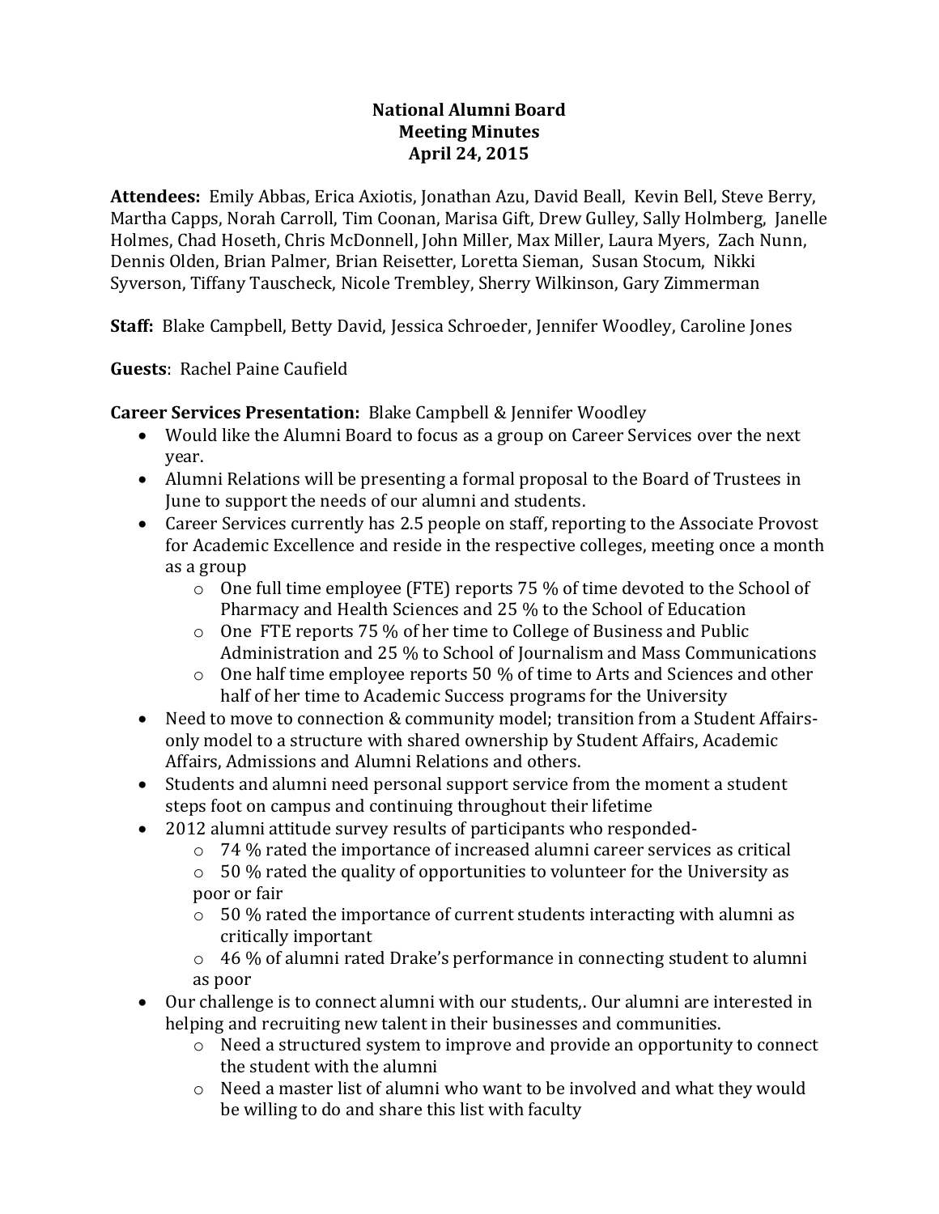# National Alumni Board
## Meeting Minutes
### April 24, 2015

**Attendees:** Emily Abbas, Erica Axiotis, Jonathan Azu, David Beall, Kevin Bell, Steve Berry, Martha Capps, Norah Carroll, Tim Coonan, Marisa Gift, Drew Gulley, Sally Holmberg, Janelle Holmes, Chad Hoseth, Chris McDonnell, John Miller, Max Miller, Laura Myers, Zach Nunn, Dennis Olden, Brian Palmer, Brian Reisetter, Loretta Sieman, Susan Stocum, Nikki Syverson, Tiffany Tauscheck, Nicole Trembley, Sherry Wilkinson, Gary Zimmerman

**Staff:** Blake Campbell, Betty David, Jessica Schroeder, Jennifer Woodley, Caroline Jones

**Guests**: Rachel Paine Caufield

**Career Services Presentation:** Blake Campbell & Jennifer Woodley

- Would like the Alumni Board to focus as a group on Career Services over the next year.
- Alumni Relations will be presenting a formal proposal to the Board of Trustees in June to support the needs of our alumni and students.
- Career Services currently has 2.5 people on staff, reporting to the Associate Provost for Academic Excellence and reside in the respective colleges, meeting once a month as a group
  - One full time employee (FTE) reports 75 % of time devoted to the School of Pharmacy and Health Sciences and 25 % to the School of Education
  - One FTE reports 75 % of her time to College of Business and Public Administration and 25 % to School of Journalism and Mass Communications
  - One half time employee reports 50 % of time to Arts and Sciences and other half of her time to Academic Success programs for the University
- Need to move to connection & community model; transition from a Student Affairs-only model to a structure with shared ownership by Student Affairs, Academic Affairs, Admissions and Alumni Relations and others.
- Students and alumni need personal support service from the moment a student steps foot on campus and continuing throughout their lifetime
- 2012 alumni attitude survey results of participants who responded-
  - 74 % rated the importance of increased alumni career services as critical
  - 50 % rated the quality of opportunities to volunteer for the University as poor or fair
  - 50 % rated the importance of current students interacting with alumni as critically important
  - 46 % of alumni rated Drake's performance in connecting student to alumni as poor
- Our challenge is to connect alumni with our students,. Our alumni are interested in helping and recruiting new talent in their businesses and communities.
  - Need a structured system to improve and provide an opportunity to connect the student with the alumni
  - Need a master list of alumni who want to be involved and what they would be willing to do and share this list with faculty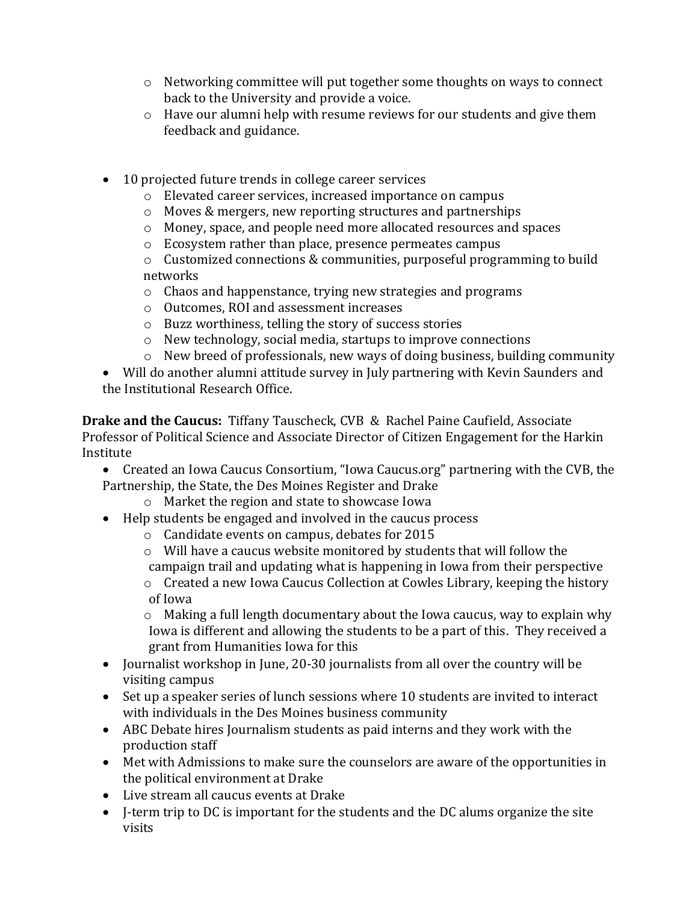- Networking committee will put together some thoughts on ways to connect back to the University and provide a voice.
- Have our alumni help with resume reviews for our students and give them feedback and guidance.

- 10 projected future trends in college career services
  - Elevated career services, increased importance on campus
  - Moves & mergers, new reporting structures and partnerships
  - Money, space, and people need more allocated resources and spaces
  - Ecosystem rather than place, presence permeates campus
  - Customized connections & communities, purposeful programming to build networks
  - Chaos and happenstance, trying new strategies and programs
  - Outcomes, ROI and assessment increases
  - Buzz worthiness, telling the story of success stories
  - New technology, social media, startups to improve connections
  - New breed of professionals, new ways of doing business, building community
- Will do another alumni attitude survey in July partnering with Kevin Saunders and the Institutional Research Office.

**Drake and the Caucus:** Tiffany Tauscheck, CVB & Rachel Paine Caufield, Associate Professor of Political Science and Associate Director of Citizen Engagement for the Harkin Institute

- Created an Iowa Caucus Consortium, "Iowa Caucus.org" partnering with the CVB, the Partnership, the State, the Des Moines Register and Drake
  - Market the region and state to showcase Iowa
- Help students be engaged and involved in the caucus process
  - Candidate events on campus, debates for 2015
  - Will have a caucus website monitored by students that will follow the campaign trail and updating what is happening in Iowa from their perspective
  - Created a new Iowa Caucus Collection at Cowles Library, keeping the history of Iowa
  - Making a full length documentary about the Iowa caucus, way to explain why Iowa is different and allowing the students to be a part of this. They received a grant from Humanities Iowa for this
- Journalist workshop in June, 20-30 journalists from all over the country will be visiting campus
- Set up a speaker series of lunch sessions where 10 students are invited to interact with individuals in the Des Moines business community
- ABC Debate hires Journalism students as paid interns and they work with the production staff
- Met with Admissions to make sure the counselors are aware of the opportunities in the political environment at Drake
- Live stream all caucus events at Drake
- J-term trip to DC is important for the students and the DC alums organize the site visits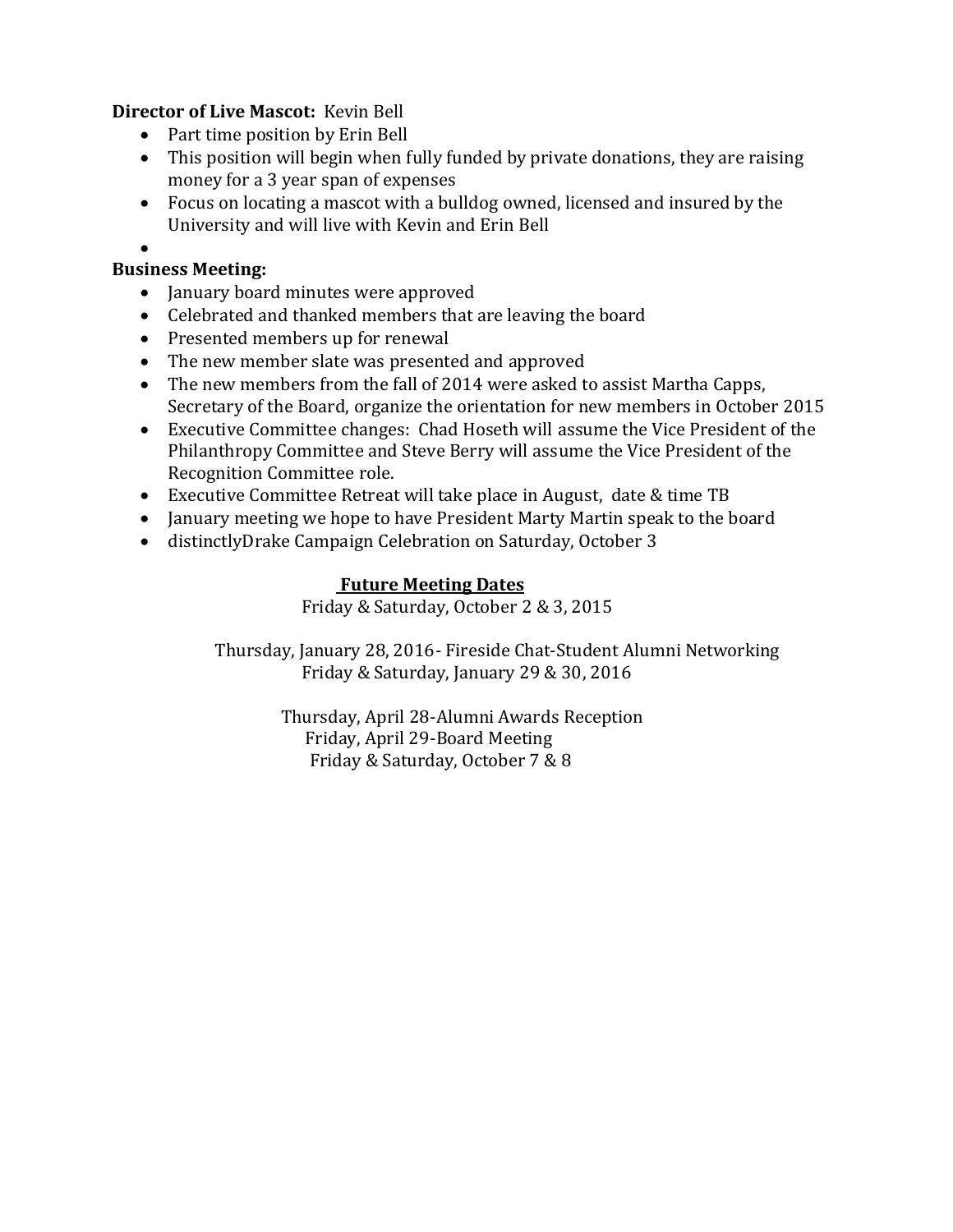**Director of Live Mascot:** Kevin Bell

- Part time position by Erin Bell
- This position will begin when fully funded by private donations, they are raising money for a 3 year span of expenses
- Focus on locating a mascot with a bulldog owned, licensed and insured by the University and will live with Kevin and Erin Bell
- 

**Business Meeting:**

- January board minutes were approved
- Celebrated and thanked members that are leaving the board
- Presented members up for renewal
- The new member slate was presented and approved
- The new members from the fall of 2014 were asked to assist Martha Capps, Secretary of the Board, organize the orientation for new members in October 2015
- Executive Committee changes: Chad Hoseth will assume the Vice President of the Philanthropy Committee and Steve Berry will assume the Vice President of the Recognition Committee role.
- Executive Committee Retreat will take place in August, date & time TB
- January meeting we hope to have President Marty Martin speak to the board
- distinctlyDrake Campaign Celebration on Saturday, October 3

**Future Meeting Dates**

Friday & Saturday, October 2 & 3, 2015

Thursday, January 28, 2016- Fireside Chat-Student Alumni Networking
Friday & Saturday, January 29 & 30, 2016

Thursday, April 28-Alumni Awards Reception
Friday, April 29-Board Meeting
Friday & Saturday, October 7 & 8